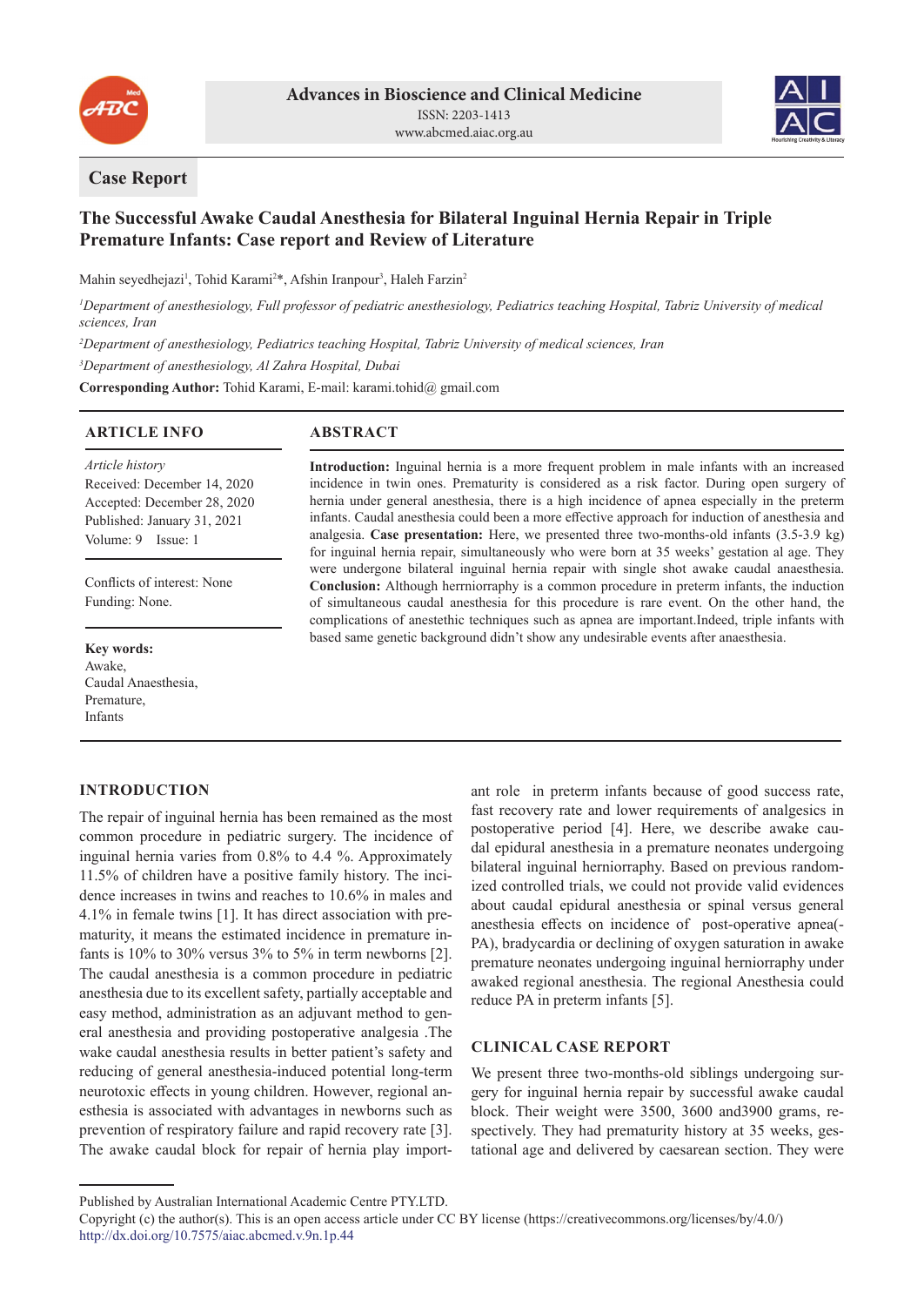Advances in Bioscience and Clinical Medicine
ISSN: 2203-1413
www.abcmed.aiac.org.au

**Case Report**

# The Successful Awake Caudal Anesthesia for Bilateral Inguinal Hernia Repair in Triple Premature Infants: Case report and Review of Literature

Mahin seyedhejazi[1], Tohid Karami[2]*, Afshin Iranpour[3], Haleh Farzin[2]

[1]*Department of anesthesiology, Full professor of pediatric anesthesiology, Pediatrics teaching Hospital, Tabriz University of medical sciences, Iran*

[2]*Department of anesthesiology, Pediatrics teaching Hospital, Tabriz University of medical sciences, Iran*

[3]*Department of anesthesiology, Al Zahra Hospital, Dubai*

**Corresponding Author:** Tohid Karami, E-mail: karami.tohid@ gmail.com

## ARTICLE INFO

*Article history*
Received: December 14, 2020
Accepted: December 28, 2020
Published: January 31, 2021
Volume: 9 Issue: 1

Conflicts of interest: None
Funding: None.

**Key words:**
Awake,
Caudal Anaesthesia,
Premature,
Infants

## ABSTRACT

**Introduction:** Inguinal hernia is a more frequent problem in male infants with an increased incidence in twin ones. Prematurity is considered as a risk factor. During open surgery of hernia under general anesthesia, there is a high incidence of apnea especially in the preterm infants. Caudal anesthesia could been a more effective approach for induction of anesthesia and analgesia. **Case presentation:** Here, we presented three two-months-old infants (3.5-3.9 kg) for inguinal hernia repair, simultaneously who were born at 35 weeks' gestation al age. They were undergone bilateral inguinal hernia repair with single shot awake caudal anaesthesia. **Conclusion:** Although herrniorraphy is a common procedure in preterm infants, the induction of simultaneous caudal anesthesia for this procedure is rare event. On the other hand, the complications of anestethic techniques such as apnea are important.Indeed, triple infants with based same genetic background didn't show any undesirable events after anaesthesia.

## INTRODUCTION

The repair of inguinal hernia has been remained as the most common procedure in pediatric surgery. The incidence of inguinal hernia varies from 0.8% to 4.4 %. Approximately 11.5% of children have a positive family history. The incidence increases in twins and reaches to 10.6% in males and 4.1% in female twins [1]. It has direct association with prematurity, it means the estimated incidence in premature infants is 10% to 30% versus 3% to 5% in term newborns [2]. The caudal anesthesia is a common procedure in pediatric anesthesia due to its excellent safety, partially acceptable and easy method, administration as an adjuvant method to general anesthesia and providing postoperative analgesia .The wake caudal anesthesia results in better patient's safety and reducing of general anesthesia-induced potential long-term neurotoxic effects in young children. However, regional anesthesia is associated with advantages in newborns such as prevention of respiratory failure and rapid recovery rate [3]. The awake caudal block for repair of hernia play important role in preterm infants because of good success rate, fast recovery rate and lower requirements of analgesics in postoperative period [4]. Here, we describe awake caudal epidural anesthesia in a premature neonates undergoing bilateral inguinal herniorraphy. Based on previous randomized controlled trials, we could not provide valid evidences about caudal epidural anesthesia or spinal versus general anesthesia effects on incidence of post-operative apnea(-PA), bradycardia or declining of oxygen saturation in awake premature neonates undergoing inguinal herniorraphy under awaked regional anesthesia. The regional Anesthesia could reduce PA in preterm infants [5].

## CLINICAL CASE REPORT

We present three two-months-old siblings undergoing surgery for inguinal hernia repair by successful awake caudal block. Their weight were 3500, 3600 and3900 grams, respectively. They had prematurity history at 35 weeks, gestational age and delivered by caesarean section. They were

Published by Australian International Academic Centre PTY.LTD.
Copyright (c) the author(s). This is an open access article under CC BY license (https://creativecommons.org/licenses/by/4.0/)
http://dx.doi.org/10.7575/aiac.abcmed.v.9n.1p.44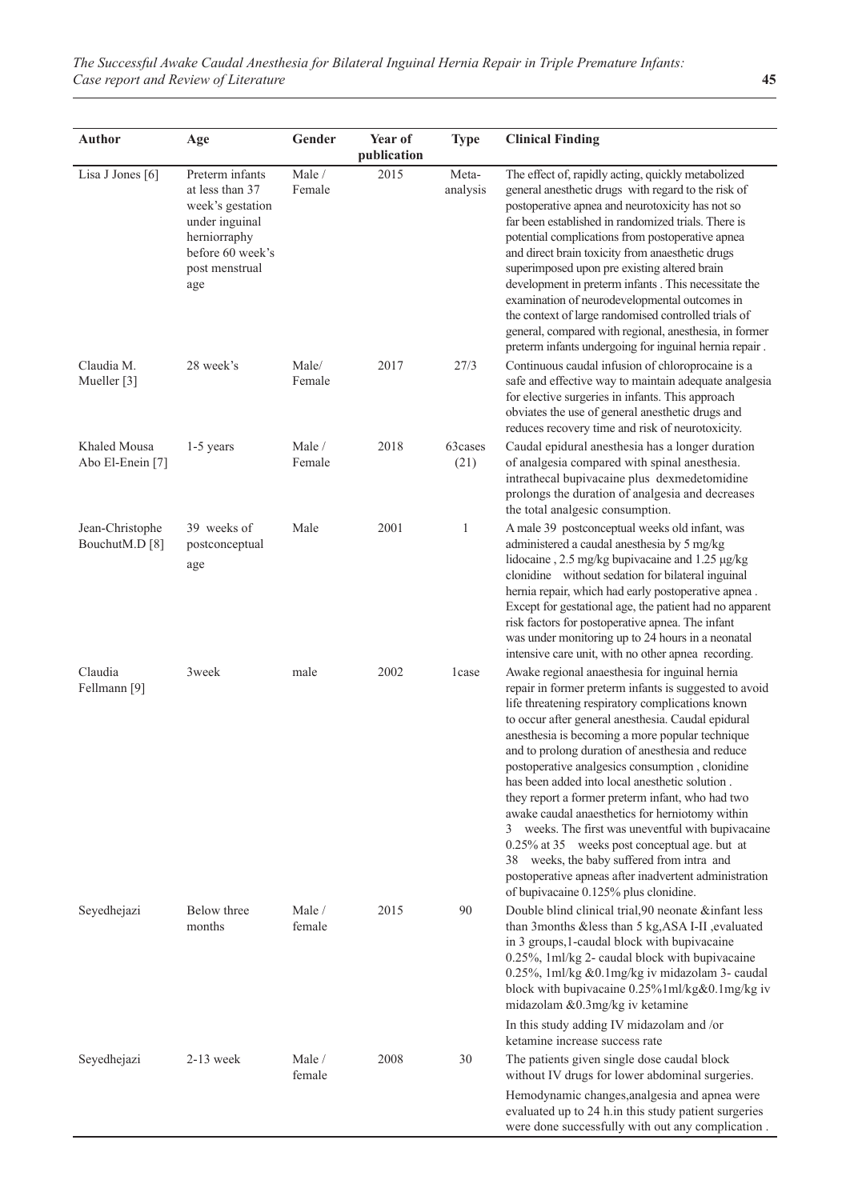| Author | Age | Gender | Year of publication | Type | Clinical Finding |
|---|---|---|---|---|---|
| Lisa J Jones [6] | Preterm infants at less than 37 week's gestation under inguinal herniorraphy before 60 week's post menstrual age | Male / Female | 2015 | Meta-analysis | The effect of, rapidly acting, quickly metabolized general anesthetic drugs with regard to the risk of postoperative apnea and neurotoxicity has not so far been established in randomized trials. There is potential complications from postoperative apnea and direct brain toxicity from anaesthetic drugs superimposed upon pre existing altered brain development in preterm infants . This necessitate the examination of neurodevelopmental outcomes in the context of large randomised controlled trials of general, compared with regional, anesthesia, in former preterm infants undergoing for inguinal hernia repair . |
| Claudia M. Mueller [3] | 28 week's | Male/ Female | 2017 | 27/3 | Continuous caudal infusion of chloroprocaine is a safe and effective way to maintain adequate analgesia for elective surgeries in infants. This approach obviates the use of general anesthetic drugs and reduces recovery time and risk of neurotoxicity. |
| Khaled Mousa Abo El-Enein [7] | 1-5 years | Male / Female | 2018 | 63cases (21) | Caudal epidural anesthesia has a longer duration of analgesia compared with spinal anesthesia. intrathecal bupivacaine plus dexmedetomidine prolongs the duration of analgesia and decreases the total analgesic consumption. |
| Jean-Christophe BouchutM.D [8] | 39 weeks of postconceptual age | Male | 2001 | 1 | A male 39 postconceptual weeks old infant, was administered a caudal anesthesia by 5 mg/kg lidocaine , 2.5 mg/kg bupivacaine and 1.25 µg/kg clonidine without sedation for bilateral inguinal hernia repair, which had early postoperative apnea . Except for gestational age, the patient had no apparent risk factors for postoperative apnea. The infant was under monitoring up to 24 hours in a neonatal intensive care unit, with no other apnea recording. |
| Claudia Fellmann [9] | 3week | male | 2002 | 1case | Awake regional anaesthesia for inguinal hernia repair in former preterm infants is suggested to avoid life threatening respiratory complications known to occur after general anesthesia. Caudal epidural anesthesia is becoming a more popular technique and to prolong duration of anesthesia and reduce postoperative analgesics consumption , clonidine has been added into local anesthetic solution . they report a former preterm infant, who had two awake caudal anaesthetics for herniotomy within 3 weeks. The first was uneventful with bupivacaine 0.25% at 35 weeks post conceptual age. but at 38 weeks, the baby suffered from intra and postoperative apneas after inadvertent administration of bupivacaine 0.125% plus clonidine. |
| Seyedhejazi | Below three months | Male / female | 2015 | 90 | Double blind clinical trial,90 neonate &infant less than 3months &less than 5 kg,ASA I-II ,evaluated in 3 groups,1-caudal block with bupivacaine 0.25%, 1ml/kg 2- caudal block with bupivacaine 0.25%, 1ml/kg &0.1mg/kg iv midazolam 3- caudal block with bupivacaine 0.25%1ml/kg&0.1mg/kg iv midazolam &0.3mg/kg iv ketamine<br><br>In this study adding IV midazolam and /or ketamine increase success rate |
| Seyedhejazi | 2-13 week | Male / female | 2008 | 30 | The patients given single dose caudal block without IV drugs for lower abdominal surgeries.<br><br>Hemodynamic changes,analgesia and apnea were evaluated up to 24 h.in this study patient surgeries were done successfully with out any complication . |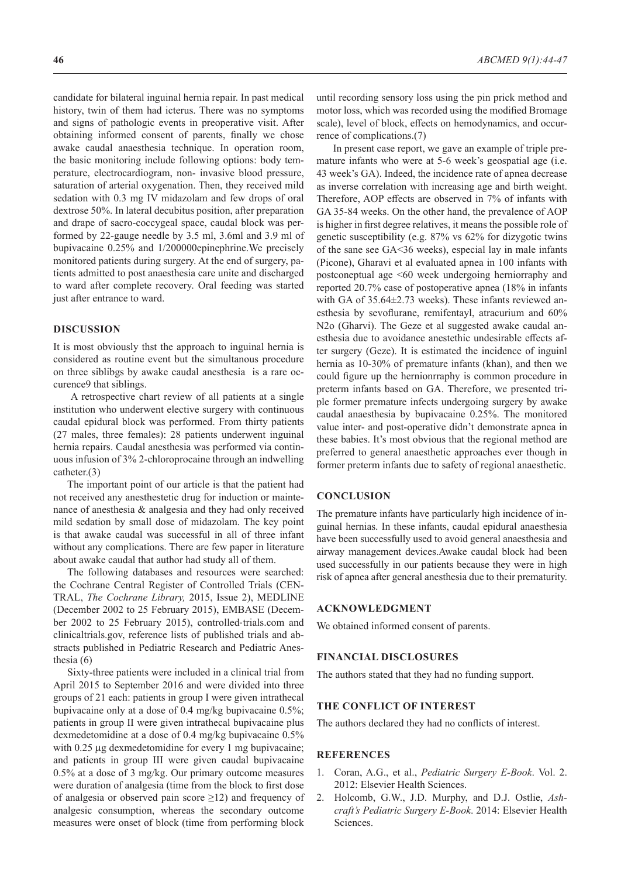candidate for bilateral inguinal hernia repair. In past medical history, twin of them had icterus. There was no symptoms and signs of pathologic events in preoperative visit. After obtaining informed consent of parents, finally we chose awake caudal anaesthesia technique. In operation room, the basic monitoring include following options: body temperature, electrocardiogram, non- invasive blood pressure, saturation of arterial oxygenation. Then, they received mild sedation with 0.3 mg IV midazolam and few drops of oral dextrose 50%. In lateral decubitus position, after preparation and drape of sacro-coccygeal space, caudal block was performed by 22-gauge needle by 3.5 ml, 3.6ml and 3.9 ml of bupivacaine 0.25% and 1/200000epinephrine.We precisely monitored patients during surgery. At the end of surgery, patients admitted to post anaesthesia care unite and discharged to ward after complete recovery. Oral feeding was started just after entrance to ward.

## DISCUSSION

It is most obviously thst the approach to inguinal hernia is considered as routine event but the simultanous procedure on three siblibgs by awake caudal anesthesia is a rare occurence9 that siblings.

A retrospective chart review of all patients at a single institution who underwent elective surgery with continuous caudal epidural block was performed. From thirty patients (27 males, three females): 28 patients underwent inguinal hernia repairs. Caudal anesthesia was performed via continuous infusion of 3% 2-chloroprocaine through an indwelling catheter.(3)

The important point of our article is that the patient had not received any anesthestetic drug for induction or maintenance of anesthesia & analgesia and they had only received mild sedation by small dose of midazolam. The key point is that awake caudal was successful in all of three infant without any complications. There are few paper in literature about awake caudal that author had study all of them.

The following databases and resources were searched: the Cochrane Central Register of Controlled Trials (CENTRAL, *The Cochrane Library,* 2015, Issue 2), MEDLINE (December 2002 to 25 February 2015), EMBASE (December 2002 to 25 February 2015), controlled-trials.com and clinicaltrials.gov, reference lists of published trials and abstracts published in Pediatric Research and Pediatric Anesthesia (6)

Sixty-three patients were included in a clinical trial from April 2015 to September 2016 and were divided into three groups of 21 each: patients in group I were given intrathecal bupivacaine only at a dose of 0.4 mg/kg bupivacaine 0.5%; patients in group II were given intrathecal bupivacaine plus dexmedetomidine at a dose of 0.4 mg/kg bupivacaine 0.5% with 0.25 μg dexmedetomidine for every 1 mg bupivacaine; and patients in group III were given caudal bupivacaine 0.5% at a dose of 3 mg/kg. Our primary outcome measures were duration of analgesia (time from the block to first dose of analgesia or observed pain score ≥12) and frequency of analgesic consumption, whereas the secondary outcome measures were onset of block (time from performing block until recording sensory loss using the pin prick method and motor loss, which was recorded using the modified Bromage scale), level of block, effects on hemodynamics, and occurrence of complications.(7)

In present case report, we gave an example of triple premature infants who were at 5-6 week's geospatial age (i.e. 43 week's GA). Indeed, the incidence rate of apnea decrease as inverse correlation with increasing age and birth weight. Therefore, AOP effects are observed in 7% of infants with GA 35-84 weeks. On the other hand, the prevalence of AOP is higher in first degree relatives, it means the possible role of genetic susceptibility (e.g. 87% vs 62% for dizygotic twins of the sane see GA<36 weeks), especial lay in male infants (Picone), Gharavi et al evaluated apnea in 100 infants with postconeptual age <60 week undergoing herniorraphy and reported 20.7% case of postoperative apnea (18% in infants with GA of 35.64±2.73 weeks). These infants reviewed anesthesia by sevoflurane, remifentayl, atracurium and 60% N2o (Gharvi). The Geze et al suggested awake caudal anesthesia due to avoidance anestethic undesirable effects after surgery (Geze). It is estimated the incidence of inguinl hernia as 10-30% of premature infants (khan), and then we could figure up the hernionrraphy is common procedure in preterm infants based on GA. Therefore, we presented triple former premature infects undergoing surgery by awake caudal anaesthesia by bupivacaine 0.25%. The monitored value inter- and post-operative didn't demonstrate apnea in these babies. It's most obvious that the regional method are preferred to general anaesthetic approaches ever though in former preterm infants due to safety of regional anaesthetic.

## CONCLUSION

The premature infants have particularly high incidence of inguinal hernias. In these infants, caudal epidural anaesthesia have been successfully used to avoid general anaesthesia and airway management devices.Awake caudal block had been used successfully in our patients because they were in high risk of apnea after general anesthesia due to their prematurity.

## ACKNOWLEDGMENT

We obtained informed consent of parents.

## FINANCIAL DISCLOSURES

The authors stated that they had no funding support.

## THE CONFLICT OF INTEREST

The authors declared they had no conflicts of interest.

## REFERENCES

1. Coran, A.G., et al., *Pediatric Surgery E-Book*. Vol. 2. 2012: Elsevier Health Sciences.
2. Holcomb, G.W., J.D. Murphy, and D.J. Ostlie, *Ashcraft's Pediatric Surgery E-Book*. 2014: Elsevier Health Sciences.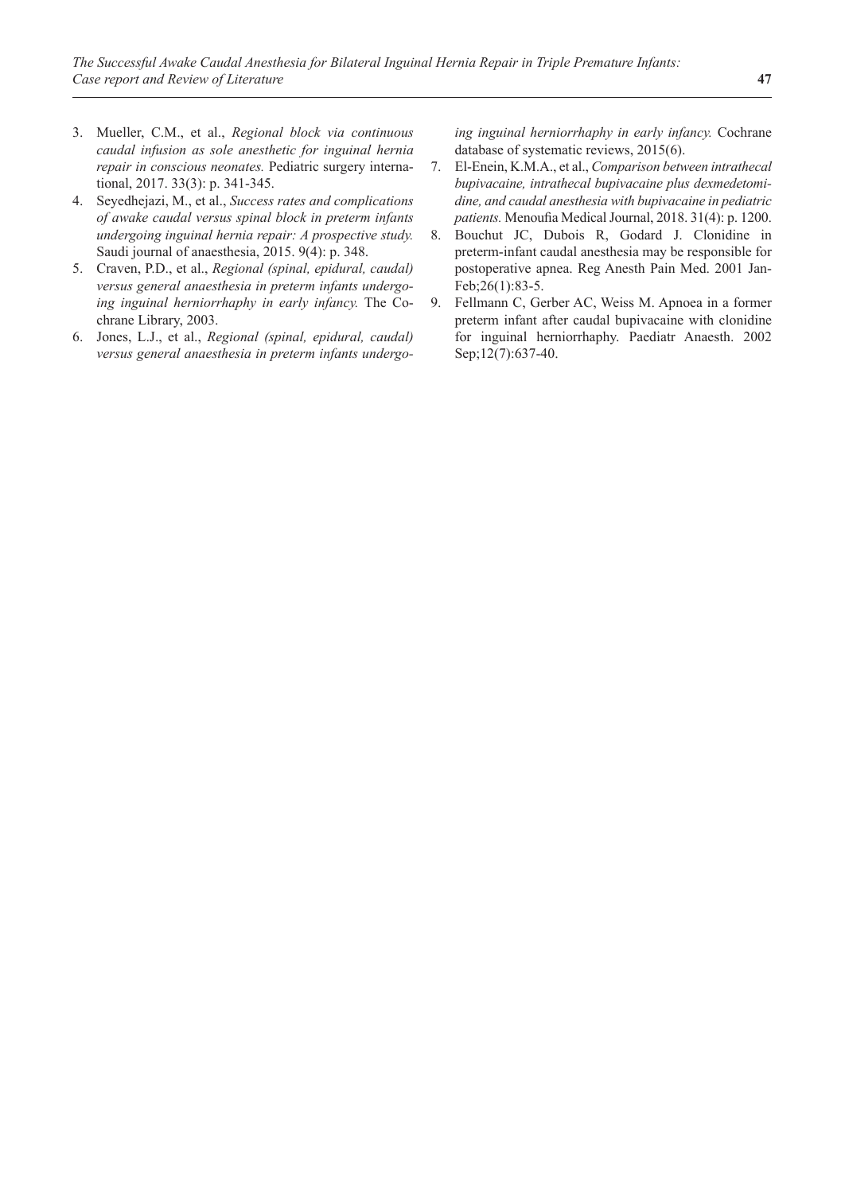3. Mueller, C.M., et al., *Regional block via continuous caudal infusion as sole anesthetic for inguinal hernia repair in conscious neonates.* Pediatric surgery international, 2017. 33(3): p. 341-345.
4. Seyedhejazi, M., et al., *Success rates and complications of awake caudal versus spinal block in preterm infants undergoing inguinal hernia repair: A prospective study.* Saudi journal of anaesthesia, 2015. 9(4): p. 348.
5. Craven, P.D., et al., *Regional (spinal, epidural, caudal) versus general anaesthesia in preterm infants undergoing inguinal herniorrhaphy in early infancy.* The Cochrane Library, 2003.
6. Jones, L.J., et al., *Regional (spinal, epidural, caudal) versus general anaesthesia in preterm infants undergoing inguinal herniorrhaphy in early infancy.* Cochrane database of systematic reviews, 2015(6).
7. El-Enein, K.M.A., et al., *Comparison between intrathecal bupivacaine, intrathecal bupivacaine plus dexmedetomidine, and caudal anesthesia with bupivacaine in pediatric patients.* Menoufia Medical Journal, 2018. 31(4): p. 1200.
8. Bouchut JC, Dubois R, Godard J. Clonidine in preterm-infant caudal anesthesia may be responsible for postoperative apnea. Reg Anesth Pain Med. 2001 Jan-Feb;26(1):83-5.
9. Fellmann C, Gerber AC, Weiss M. Apnoea in a former preterm infant after caudal bupivacaine with clonidine for inguinal herniorrhaphy. Paediatr Anaesth. 2002 Sep;12(7):637-40.